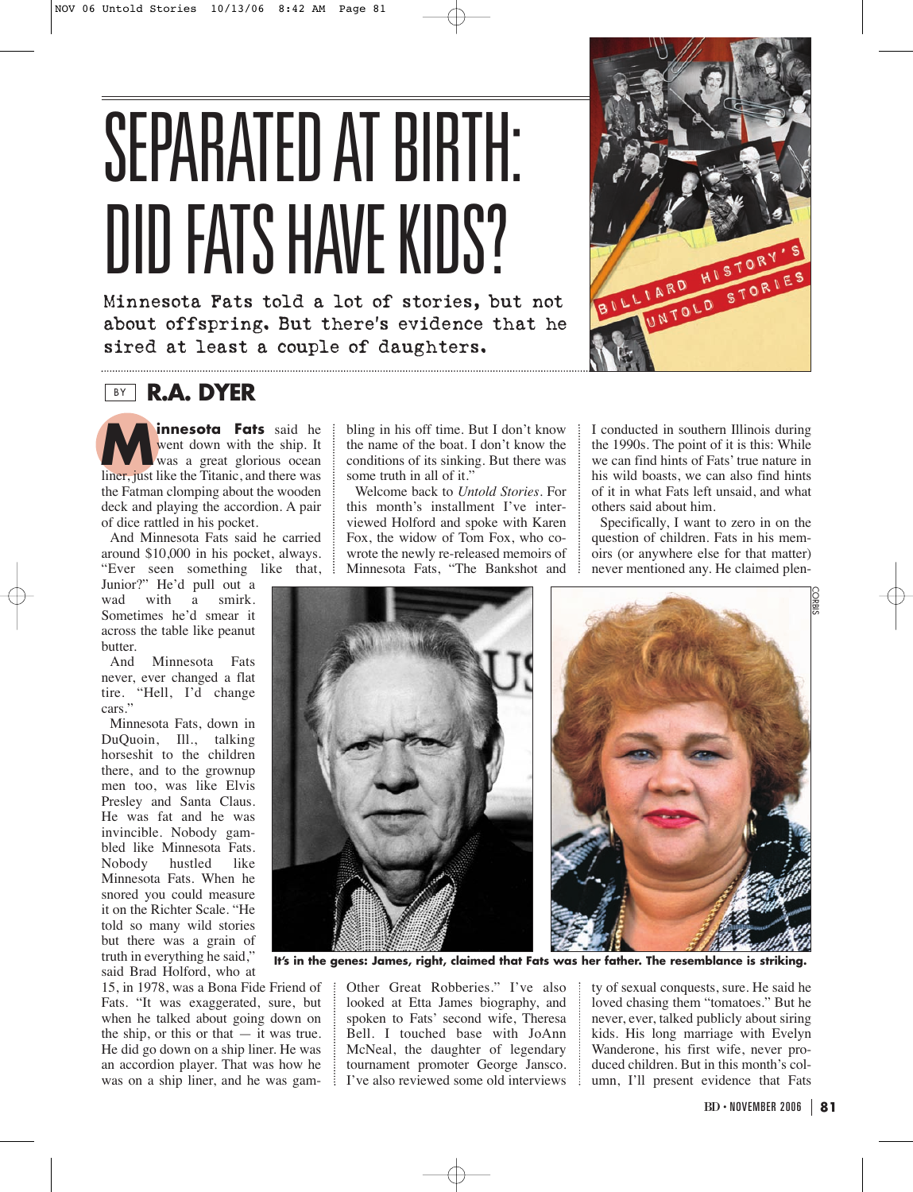# SEPARATED AT BIRTH: DID FATS HAVE KIDS?

**Minnesota Fats told a lot of stories, but not about offspring. But there's evidence that he sired at least a couple of daughters.**

BY **R.A. DYER**

**Minnesota Fats** said he went down with the ship. It was a great glorious ocean liner, just like the Titanic, and there was the Fatman clomping about the wooden deck and playing the accordion. A pair of dice rattled in his pocket.

And Minnesota Fats said he carried around $10,000 in his pocket, always. "Ever seen something like that, Junior?" He'd pull out a wad with a smirk. Sometimes he'd smear it across the table like peanut butter.

And Minnesota Fats never, ever changed a flat tire. "Hell, I'd change cars."

Minnesota Fats, down in DuQuoin, Ill., talking horseshit to the children there, and to the grownup men too, was like Elvis Presley and Santa Claus. He was fat and he was invincible. Nobody gambled like Minnesota Fats. Nobody hustled like Minnesota Fats. When he snored you could measure it on the Richter Scale. "He told so many wild stories but there was a grain of truth in everything he said," said Brad Holford, who at 15, in 1978, was a Bona Fide Friend of Fats. "It was exaggerated, sure, but when he talked about going down on the ship, or this or that — it was true. He did go down on a ship liner. He was an accordion player. That was how he was on a ship liner, and he was gambling in his off time. But I don't know the name of the boat. I don't know the conditions of its sinking. But there was some truth in all of it."

Welcome back to *Untold Stories*. For this month's installment I've interviewed Holford and spoke with Karen Fox, the widow of Tom Fox, who co-wrote the newly re-released memoirs of Minnesota Fats, "The Bankshot and Other Great Robberies." I've also looked at Etta James biography, and spoken to Fats' second wife, Theresa Bell. I touched base with JoAnn McNeal, the daughter of legendary tournament promoter George Jansco. I've also reviewed some old interviews I conducted in southern Illinois during the 1990s. The point of it is this: While we can find hints of Fats' true nature in his wild boasts, we can also find hints of it in what Fats left unsaid, and what others said about him.

Specifically, I want to zero in on the question of children. Fats in his memoirs (or anywhere else for that matter) never mentioned any. He claimed plenty of sexual conquests, sure. He said he loved chasing them "tomatoes." But he never, ever, talked publicly about siring kids. His long marriage with Evelyn Wanderone, his first wife, never produced children. But in this month's column, I'll present evidence that Fats

**It's in the genes: James, right, claimed that Fats was her father. The resemblance is striking.**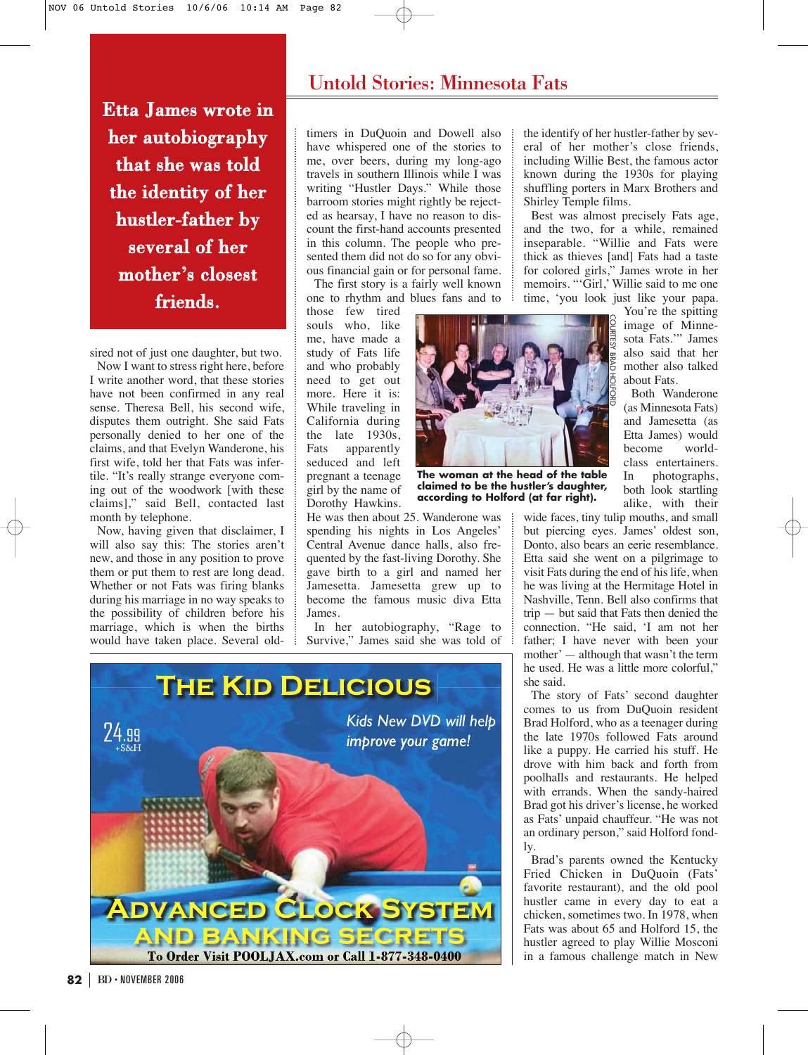## Untold Stories: Minnesota Fats

**Etta James wrote in her autobiography that she was told the identity of her hustler-father by several of her mother's closest friends.**

sired not of just one daughter, but two.

Now I want to stress right here, before I write another word, that these stories have not been confirmed in any real sense. Theresa Bell, his second wife, disputes them outright. She said Fats personally denied to her one of the claims, and that Evelyn Wanderone, his first wife, told her that Fats was infertile. "It's really strange everyone coming out of the woodwork [with these claims]," said Bell, contacted last month by telephone.

Now, having given that disclaimer, I will also say this: The stories aren't new, and those in any position to prove them or put them to rest are long dead. Whether or not Fats was firing blanks during his marriage in no way speaks to the possibility of children before his marriage, which is when the births would have taken place. Several old-timers in DuQuoin and Dowell also have whispered one of the stories to me, over beers, during my long-ago travels in southern Illinois while I was writing "Hustler Days." While those barroom stories might rightly be rejected as hearsay, I have no reason to discount the first-hand accounts presented in this column. The people who presented them did not do so for any obvious financial gain or for personal fame.

The first story is a fairly well known one to rhythm and blues fans and to those few tired souls who, like me, have made a study of Fats life and who probably need to get out more. Here it is: While traveling in California during the late 1930s, Fats apparently seduced and left pregnant a teenage girl by the name of Dorothy Hawkins. He was then about 25. Wanderone was spending his nights in Los Angeles' Central Avenue dance halls, also frequented by the fast-living Dorothy. She gave birth to a girl and named her Jamesetta. Jamesetta grew up to become the famous music diva Etta James.

In her autobiography, "Rage to Survive," James said she was told of the identify of her hustler-father by several of her mother's close friends, including Willie Best, the famous actor known during the 1930s for playing shuffling porters in Marx Brothers and Shirley Temple films.

Best was almost precisely Fats age, and the two, for a while, remained inseparable. "Willie and Fats were thick as thieves [and] Fats had a taste for colored girls," James wrote in her memoirs. "'Girl,' Willie said to me one time, 'you look just like your papa. You're the spitting image of Minnesota Fats.'" James also said that her mother also talked about Fats.

COURTESY BRAD HOLFORD

**The woman at the head of the table claimed to be the hustler's daughter, according to Holford (at far right).**

Both Wanderone (as Minnesota Fats) and Jamesetta (as Etta James) would become world-class entertainers. In photographs, both look startling alike, with their wide faces, tiny tulip mouths, and small but piercing eyes. James' oldest son, Donto, also bears an eerie resemblance. Etta said she went on a pilgrimage to visit Fats during the end of his life, when he was living at the Hermitage Hotel in Nashville, Tenn. Bell also confirms that trip — but said that Fats then denied the connection. "He said, 'I am not her father; I have never with been your mother' — although that wasn't the term he used. He was a little more colorful," she said.

The story of Fats' second daughter comes to us from DuQuoin resident Brad Holford, who as a teenager during the late 1970s followed Fats around like a puppy. He carried his stuff. He drove with him back and forth from poolhalls and restaurants. He helped with errands. When the sandy-haired Brad got his driver's license, he worked as Fats' unpaid chauffeur. "He was not an ordinary person," said Holford fondly.

Brad's parents owned the Kentucky Fried Chicken in DuQuoin (Fats' favorite restaurant), and the old pool hustler came in every day to eat a chicken, sometimes two. In 1978, when Fats was about 65 and Holford 15, the hustler agreed to play Willie Mosconi in a famous challenge match in New

---

**THE KID DELICIOUS**

24.99 +S&H

*Kids New DVD will help improve your game!*

**ADVANCED CLOCK SYSTEM AND BANKING SECRETS**

To Order Visit POOLJAX.com or Call 1-877-348-0400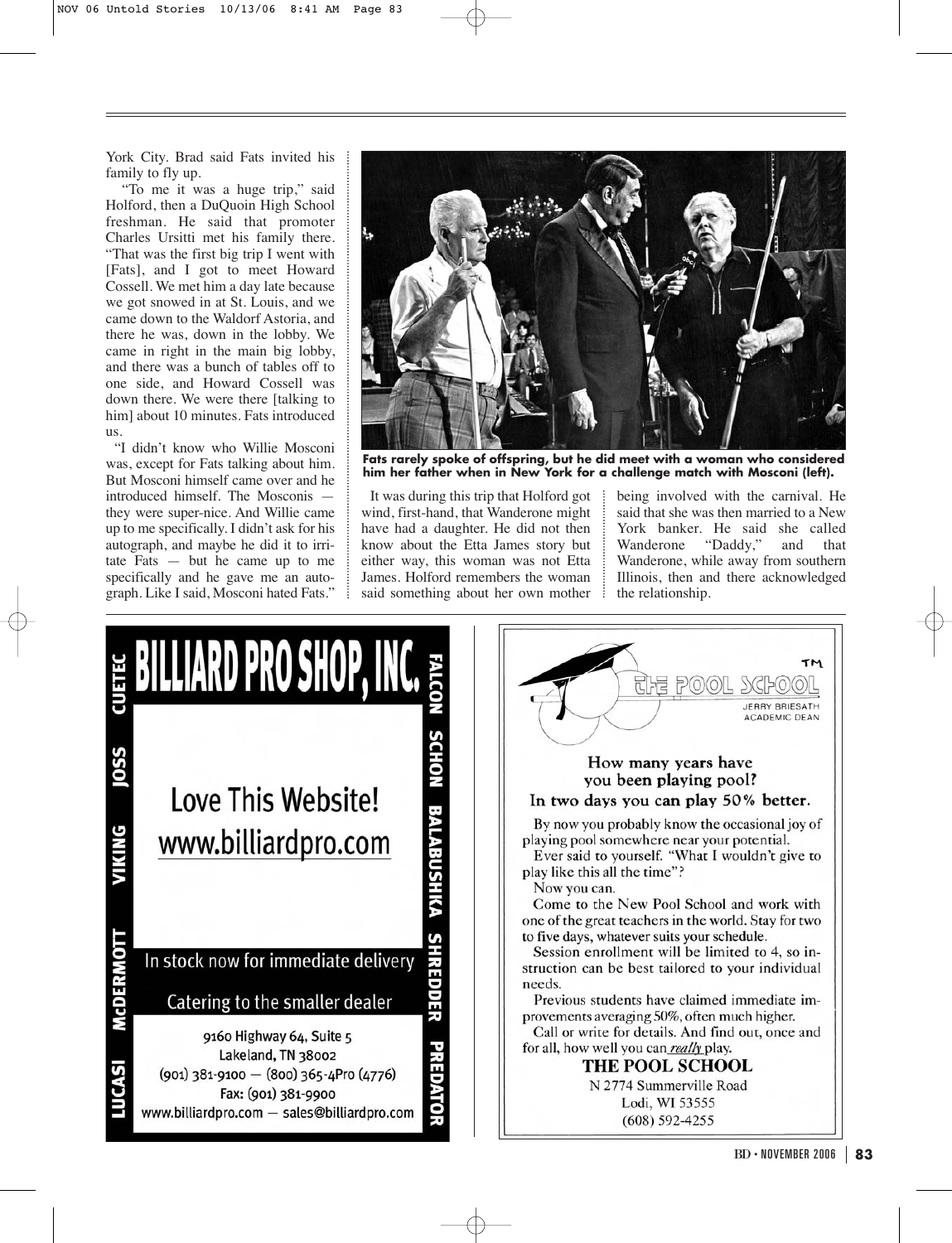York City. Brad said Fats invited his family to fly up.

"To me it was a huge trip," said Holford, then a DuQuoin High School freshman. He said that promoter Charles Ursitti met his family there. "That was the first big trip I went with [Fats], and I got to meet Howard Cossell. We met him a day late because we got snowed in at St. Louis, and we came down to the Waldorf Astoria, and there he was, down in the lobby. We came in right in the main big lobby, and there was a bunch of tables off to one side, and Howard Cossell was down there. We were there [talking to him] about 10 minutes. Fats introduced us.

"I didn't know who Willie Mosconi was, except for Fats talking about him. But Mosconi himself came over and he introduced himself. The Mosconis — they were super-nice. And Willie came up to me specifically. I didn't ask for his autograph, and maybe he did it to irritate Fats — but he came up to me specifically and he gave me an autograph. Like I said, Mosconi hated Fats."

**Fats rarely spoke of offspring, but he did meet with a woman who considered him her father when in New York for a challenge match with Mosconi (left).**

It was during this trip that Holford got wind, first-hand, that Wanderone might have had a daughter. He did not then know about the Etta James story but either way, this woman was not Etta James. Holford remembers the woman said something about her own mother being involved with the carnival. He said that she was then married to a New York banker. He said she called Wanderone "Daddy," and that Wanderone, while away from southern Illinois, then and there acknowledged the relationship.

---

# BILLIARD PRO SHOP, INC.

CUETEC · JOSS · VIKING · McDERMOTT · LUCASI · FALCON · SCHON · BALABUSHKA · SHREDDER · PREDATOR

## Love This Website!
## www.billiardpro.com

In stock now for immediate delivery

Catering to the smaller dealer

9160 Highway 64, Suite 5
Lakeland, TN 38002
(901) 381-9100 — (800) 365-4Pro (4776)
Fax: (901) 381-9900
www.billiardpro.com — sales@billiardpro.com

---

THE POOL SCHOOL™
JERRY BRIESATH
ACADEMIC DEAN

**How many years have you been playing pool?**
**In two days you can play 50% better.**

By now you probably know the occasional joy of playing pool somewhere near your potential.

Ever said to yourself. "What I wouldn't give to play like this all the time"?

Now you can.

Come to the New Pool School and work with one of the great teachers in the world. Stay for two to five days, whatever suits your schedule.

Session enrollment will be limited to 4, so instruction can be best tailored to your individual needs.

Previous students have claimed immediate improvements averaging 50%, often much higher.

Call or write for details. And find out, once and for all, how well you can ***really*** play.

**THE POOL SCHOOL**
N 2774 Summerville Road
Lodi, WI 53555
(608) 592-4255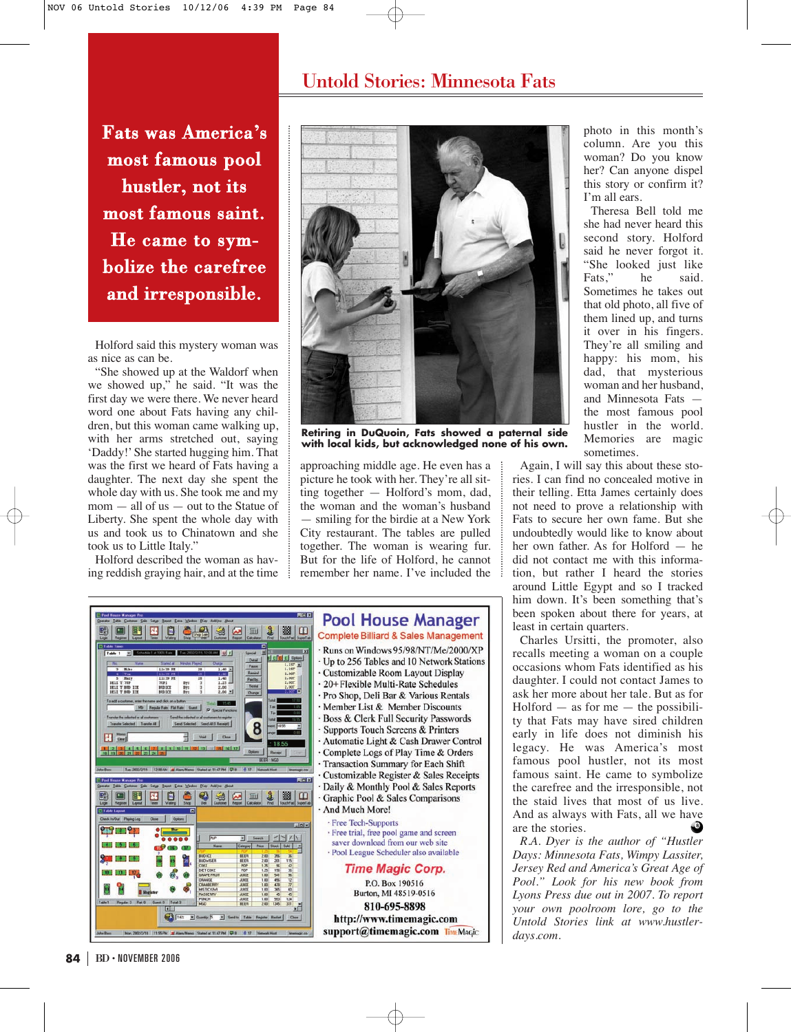# Untold Stories: Minnesota Fats

**Fats was America's most famous pool hustler, not its most famous saint. He came to symbolize the carefree and irresponsible.**

Holford said this mystery woman was as nice as can be.

"She showed up at the Waldorf when we showed up," he said. "It was the first day we were there. We never heard word one about Fats having any children, but this woman came walking up, with her arms stretched out, saying 'Daddy!' She started hugging him. That was the first we heard of Fats having a daughter. The next day she spent the whole day with us. She took me and my mom — all of us — out to the Statue of Liberty. She spent the whole day with us and took us to Chinatown and she took us to Little Italy."

Holford described the woman as having reddish graying hair, and at the time approaching middle age. He even has a picture he took with her. They're all sitting together — Holford's mom, dad, the woman and the woman's husband — smiling for the birdie at a New York City restaurant. The tables are pulled together. The woman is wearing fur. But for the life of Holford, he cannot remember her name. I've included the photo in this month's column. Are you this woman? Do you know her? Can anyone dispel this story or confirm it? I'm all ears.

Retiring in DuQuoin, Fats showed a paternal side with local kids, but acknowledged none of his own.

Theresa Bell told me she had never heard this second story. Holford said he never forgot it. "She looked just like Fats," he said. Sometimes he takes out that old photo, all five of them lined up, and turns it over in his fingers. They're all smiling and happy: his mom, his dad, that mysterious woman and her husband, and Minnesota Fats — the most famous pool hustler in the world. Memories are magic sometimes.

Again, I will say this about these stories. I can find no concealed motive in their telling. Etta James certainly does not need to prove a relationship with Fats to secure her own fame. But she undoubtedly would like to know about her own father. As for Holford — he did not contact me with this information, but rather I heard the stories around Little Egypt and so I tracked him down. It's been something that's been spoken about there for years, at least in certain quarters.

Charles Ursitti, the promoter, also recalls meeting a woman on a couple occasions whom Fats identified as his daughter. I could not contact Ursitti to ask her more about her tale. But as for Holford — as for me — the possibility that Fats may have sired children early in life does not diminish his legacy. He was America's most famous pool hustler, not its most famous saint. He came to symbolize the carefree and the irresponsible, not the staid lives that most of us live. And as always with Fats, all we have are the stories.

*R.A. Dyer is the author of "Hustler Days: Minnesota Fats, Wimpy Lassiter, Jersey Red and America's Great Age of Pool." Look for his new book from Lyons Press due out in 2007. To report your own poolroom lore, go to the Untold Stories link at www.hustlerdays.com.*

## Pool House Manager

Complete Billiard & Sales Management

- Runs on Windows 95/98/NT/Me/2000/XP
- Up to 256 Tables and 10 Network Stations
- Customizable Room Layout Display
- 20+ Flexible Multi-Rate Schedules
- Pro Shop, Deli Bar & Various Rentals
- Member List & Member Discounts
- Boss & Clerk Full Security Passwords
- Supports Touch Screens & Printers
- Automatic Light & Cash Drawer Control
- Complete Logs of Play Time & Orders
- Transaction Summary for Each Shift
- Customizable Register & Sales Receipts
- Daily & Monthly Pool & Sales Reports
- Graphic Pool & Sales Comparisons
- And Much More!

- Free Tech-Supports
- Free trial, free pool game and screen saver download from our web site
- Pool League Scheduler also available

**Time Magic Corp.**
P.O. Box 190516
Burton, MI 48519-0516
810-695-8898
http://www.timemagic.com
support@timemagic.com